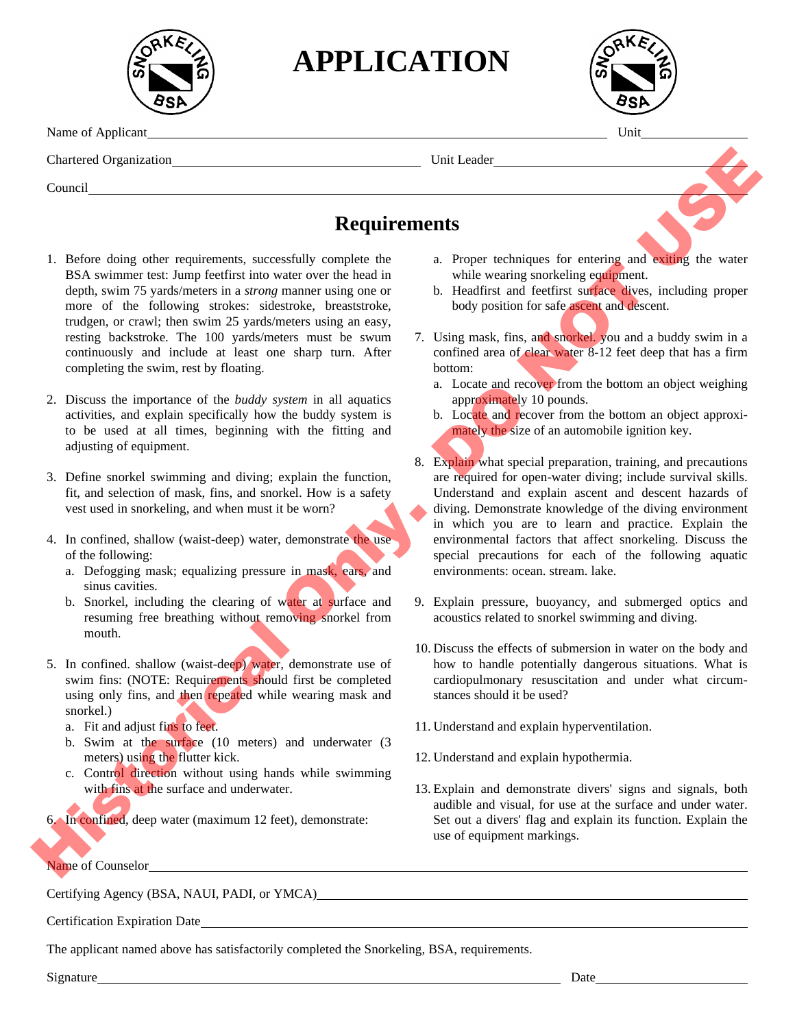# APPLICATION

Name of Applicant_______________________________________________ Unit__________

Chartered Organization_______________________ Unit Leader_______________________

Council_______________________________________________________________

Historical Only: DO NOT USE

## Requirements

1. Before doing other requirements, successfully complete the BSA swimmer test: Jump feetfirst into water over the head in depth, swim 75 yards/meters in a *strong* manner using one or more of the following strokes: sidestroke, breaststroke, trudgen, or crawl; then swim 25 yards/meters using an easy, resting backstroke. The 100 yards/meters must be swum continuously and include at least one sharp turn. After completing the swim, rest by floating.

2. Discuss the importance of the *buddy system* in all aquatics activities, and explain specifically how the buddy system is to be used at all times, beginning with the fitting and adjusting of equipment.

3. Define snorkel swimming and diving; explain the function, fit, and selection of mask, fins, and snorkel. How is a safety vest used in snorkeling, and when must it be worn?

4. In confined, shallow (waist-deep) water, demonstrate the use of the following:
   a. Defogging mask; equalizing pressure in mask, ears, and sinus cavities.
   b. Snorkel, including the clearing of water at surface and resuming free breathing without removing snorkel from mouth.

5. In confined. shallow (waist-deep) water, demonstrate use of swim fins: (NOTE: Requirements should first be completed using only fins, and then repeated while wearing mask and snorkel.)
   a. Fit and adjust fins to feet.
   b. Swim at the surface (10 meters) and underwater (3 meters) using the flutter kick.
   c. Control direction without using hands while swimming with fins at the surface and underwater.

6. In confined, deep water (maximum 12 feet), demonstrate:
   a. Proper techniques for entering and exiting the water while wearing snorkeling equipment.
   b. Headfirst and feetfirst surface dives, including proper body position for safe ascent and descent.

7. Using mask, fins, and snorkel, you and a buddy swim in a confined area of clear water 8-12 feet deep that has a firm bottom:
   a. Locate and recover from the bottom an object weighing approximately 10 pounds.
   b. Locate and recover from the bottom an object approximately the size of an automobile ignition key.

8. Explain what special preparation, training, and precautions are required for open-water diving; include survival skills. Understand and explain ascent and descent hazards of diving. Demonstrate knowledge of the diving environment in which you are to learn and practice. Explain the environmental factors that affect snorkeling. Discuss the special precautions for each of the following aquatic environments: ocean. stream. lake.

9. Explain pressure, buoyancy, and submerged optics and acoustics related to snorkel swimming and diving.

10. Discuss the effects of submersion in water on the body and how to handle potentially dangerous situations. What is cardiopulmonary resuscitation and under what circumstances should it be used?

11. Understand and explain hyperventilation.

12. Understand and explain hypothermia.

13. Explain and demonstrate divers' signs and signals, both audible and visual, for use at the surface and under water. Set out a divers' flag and explain its function. Explain the use of equipment markings.

Name of Counselor_______________________________________________

Certifying Agency (BSA, NAUI, PADI, or YMCA)_______________________

Certification Expiration Date___________________________________

The applicant named above has satisfactorily completed the Snorkeling, BSA, requirements.

Signature_______________________________________ Date__________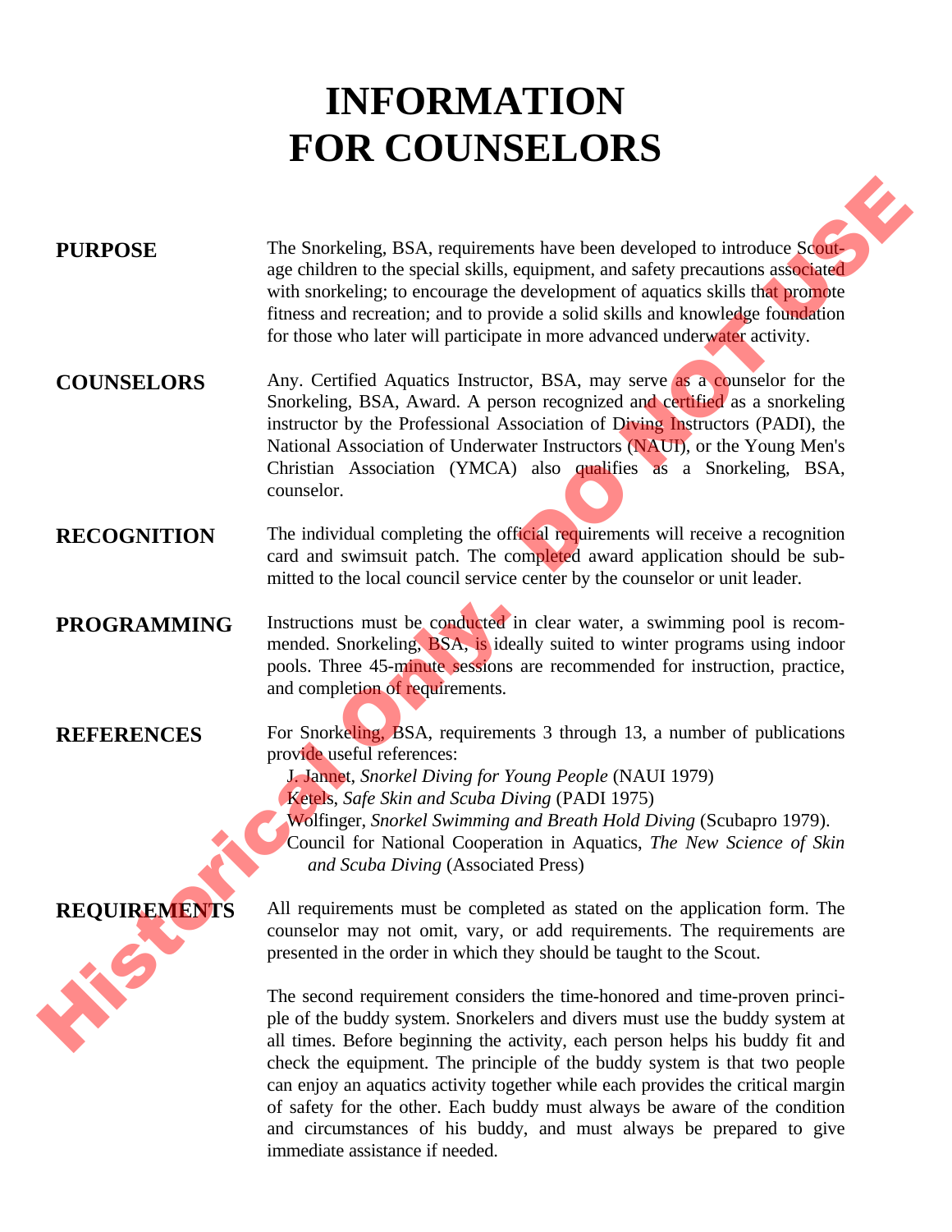# INFORMATION FOR COUNSELORS

**PURPOSE**

The Snorkeling, BSA, requirements have been developed to introduce Scout-age children to the special skills, equipment, and safety precautions associated with snorkeling; to encourage the development of aquatics skills that promote fitness and recreation; and to provide a solid skills and knowledge foundation for those who later will participate in more advanced underwater activity.

**COUNSELORS**

Any. Certified Aquatics Instructor, BSA, may serve as a counselor for the Snorkeling, BSA, Award. A person recognized and certified as a snorkeling instructor by the Professional Association of Diving Instructors (PADI), the National Association of Underwater Instructors (NAUI), or the Young Men's Christian Association (YMCA) also qualifies as a Snorkeling, BSA, counselor.

**RECOGNITION**

The individual completing the official requirements will receive a recognition card and swimsuit patch. The completed award application should be submitted to the local council service center by the counselor or unit leader.

**PROGRAMMING**

Instructions must be conducted in clear water, a swimming pool is recommended. Snorkeling, BSA, is ideally suited to winter programs using indoor pools. Three 45-minute sessions are recommended for instruction, practice, and completion of requirements.

**REFERENCES**

For Snorkeling, BSA, requirements 3 through 13, a number of publications provide useful references:

J. Jannet, *Snorkel Diving for Young People* (NAUI 1979)
Ketels, *Safe Skin and Scuba Diving* (PADI 1975)
Wolfinger, *Snorkel Swimming and Breath Hold Diving* (Scubapro 1979).
Council for National Cooperation in Aquatics, *The New Science of Skin and Scuba Diving* (Associated Press)

**REQUIREMENTS**

All requirements must be completed as stated on the application form. The counselor may not omit, vary, or add requirements. The requirements are presented in the order in which they should be taught to the Scout.

The second requirement considers the time-honored and time-proven principle of the buddy system. Snorkelers and divers must use the buddy system at all times. Before beginning the activity, each person helps his buddy fit and check the equipment. The principle of the buddy system is that two people can enjoy an aquatics activity together while each provides the critical margin of safety for the other. Each buddy must always be aware of the condition and circumstances of his buddy, and must always be prepared to give immediate assistance if needed.